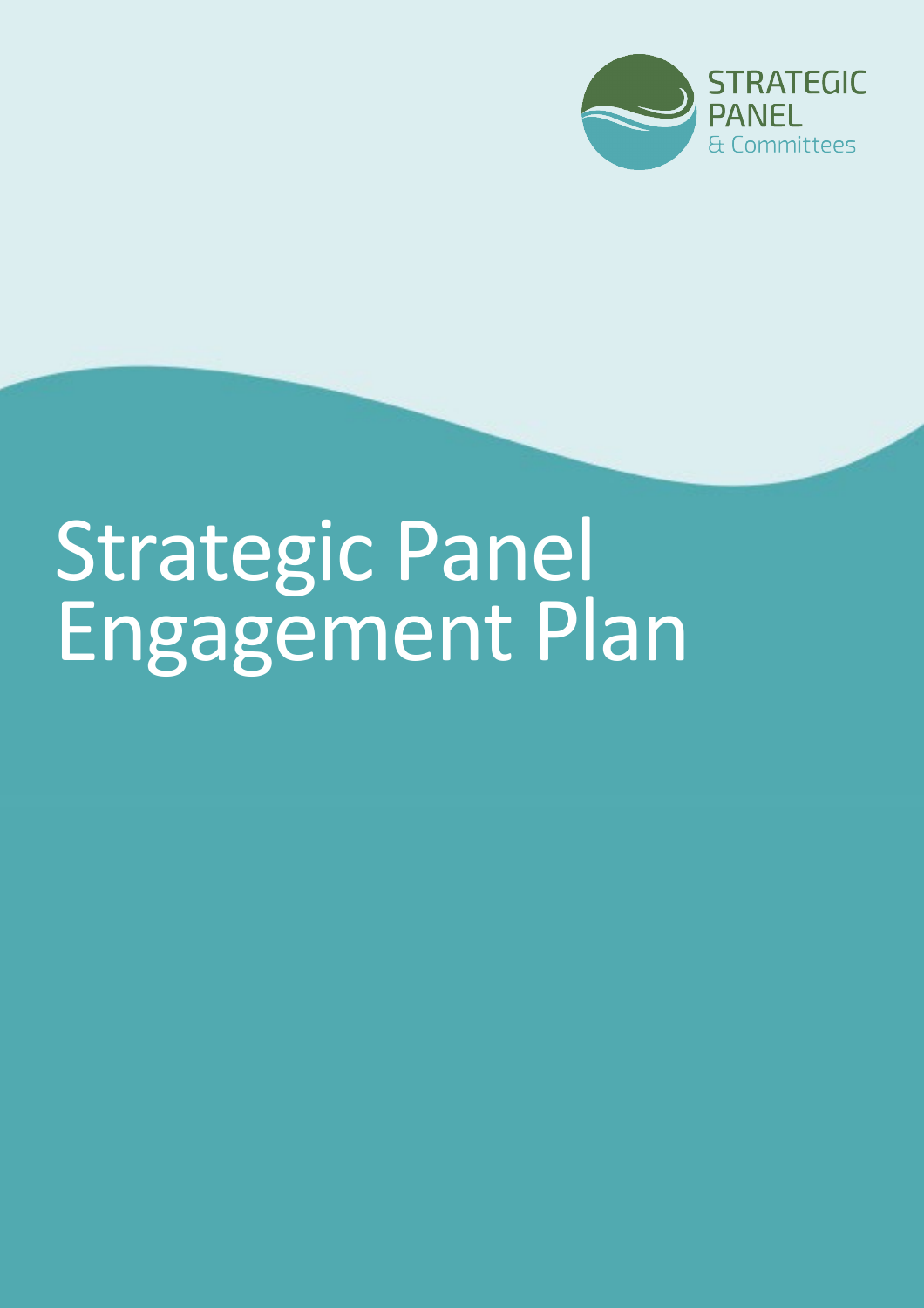STRATEGIC PANEL
& Committees

# Strategic Panel Engagement Plan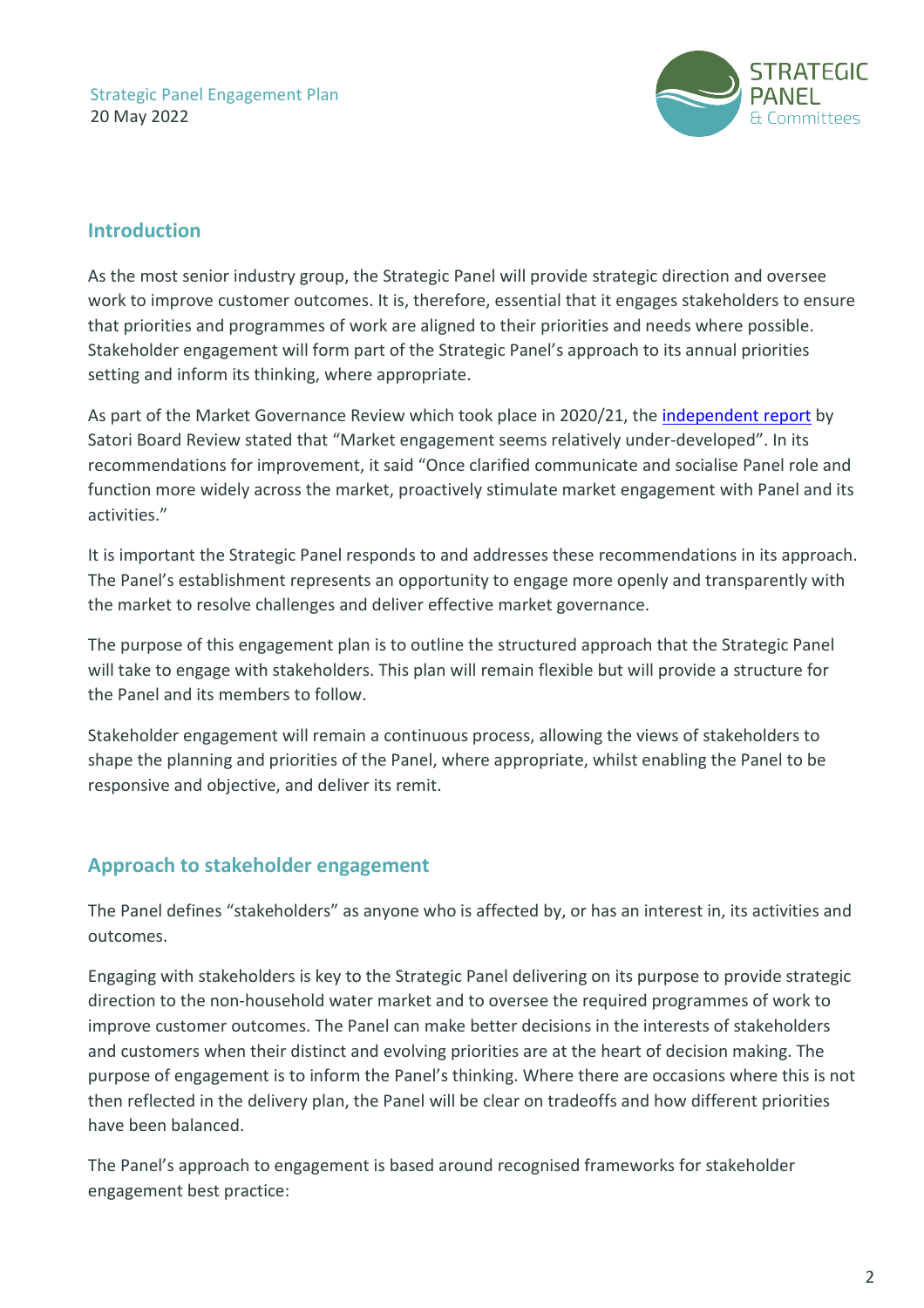## Introduction

As the most senior industry group, the Strategic Panel will provide strategic direction and oversee work to improve customer outcomes. It is, therefore, essential that it engages stakeholders to ensure that priorities and programmes of work are aligned to their priorities and needs where possible. Stakeholder engagement will form part of the Strategic Panel's approach to its annual priorities setting and inform its thinking, where appropriate.

As part of the Market Governance Review which took place in 2020/21, the independent report by Satori Board Review stated that "Market engagement seems relatively under-developed". In its recommendations for improvement, it said "Once clarified communicate and socialise Panel role and function more widely across the market, proactively stimulate market engagement with Panel and its activities."

It is important the Strategic Panel responds to and addresses these recommendations in its approach. The Panel's establishment represents an opportunity to engage more openly and transparently with the market to resolve challenges and deliver effective market governance.

The purpose of this engagement plan is to outline the structured approach that the Strategic Panel will take to engage with stakeholders. This plan will remain flexible but will provide a structure for the Panel and its members to follow.

Stakeholder engagement will remain a continuous process, allowing the views of stakeholders to shape the planning and priorities of the Panel, where appropriate, whilst enabling the Panel to be responsive and objective, and deliver its remit.

## Approach to stakeholder engagement

The Panel defines "stakeholders" as anyone who is affected by, or has an interest in, its activities and outcomes.

Engaging with stakeholders is key to the Strategic Panel delivering on its purpose to provide strategic direction to the non-household water market and to oversee the required programmes of work to improve customer outcomes. The Panel can make better decisions in the interests of stakeholders and customers when their distinct and evolving priorities are at the heart of decision making. The purpose of engagement is to inform the Panel's thinking. Where there are occasions where this is not then reflected in the delivery plan, the Panel will be clear on tradeoffs and how different priorities have been balanced.

The Panel's approach to engagement is based around recognised frameworks for stakeholder engagement best practice: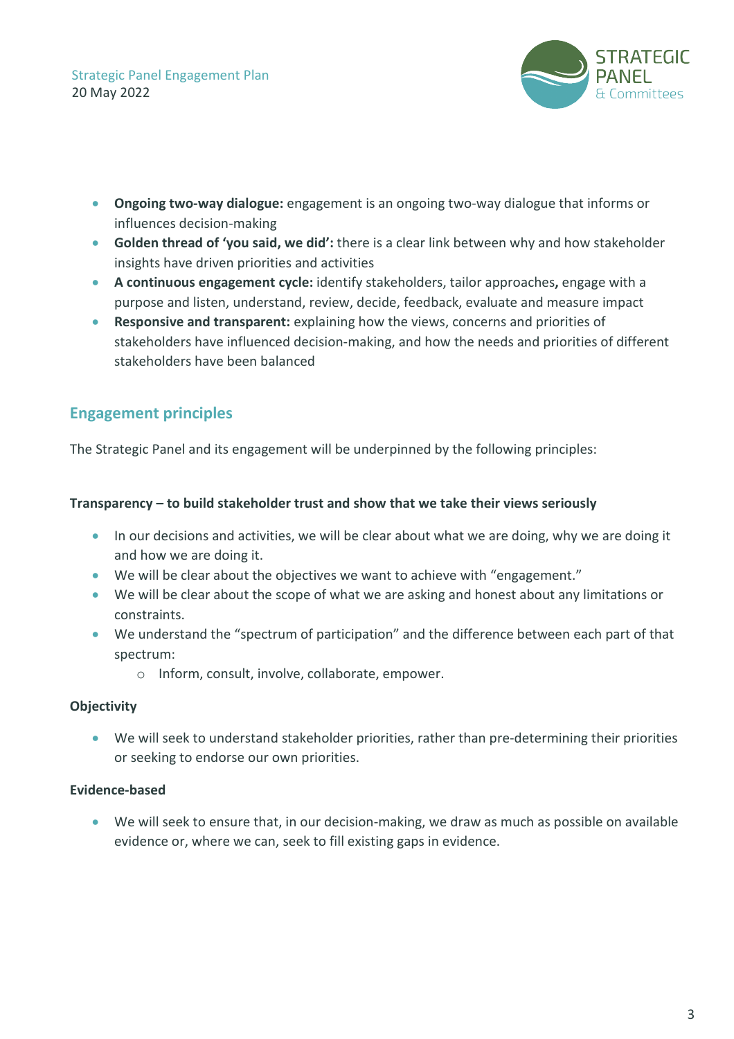- **Ongoing two-way dialogue:** engagement is an ongoing two-way dialogue that informs or influences decision-making
- **Golden thread of 'you said, we did':** there is a clear link between why and how stakeholder insights have driven priorities and activities
- **A continuous engagement cycle:** identify stakeholders, tailor approaches**,** engage with a purpose and listen, understand, review, decide, feedback, evaluate and measure impact
- **Responsive and transparent:** explaining how the views, concerns and priorities of stakeholders have influenced decision-making, and how the needs and priorities of different stakeholders have been balanced

## Engagement principles

The Strategic Panel and its engagement will be underpinned by the following principles:

**Transparency – to build stakeholder trust and show that we take their views seriously**

- In our decisions and activities, we will be clear about what we are doing, why we are doing it and how we are doing it.
- We will be clear about the objectives we want to achieve with "engagement."
- We will be clear about the scope of what we are asking and honest about any limitations or constraints.
- We understand the "spectrum of participation" and the difference between each part of that spectrum:
    - Inform, consult, involve, collaborate, empower.

**Objectivity**

- We will seek to understand stakeholder priorities, rather than pre-determining their priorities or seeking to endorse our own priorities.

**Evidence-based**

- We will seek to ensure that, in our decision-making, we draw as much as possible on available evidence or, where we can, seek to fill existing gaps in evidence.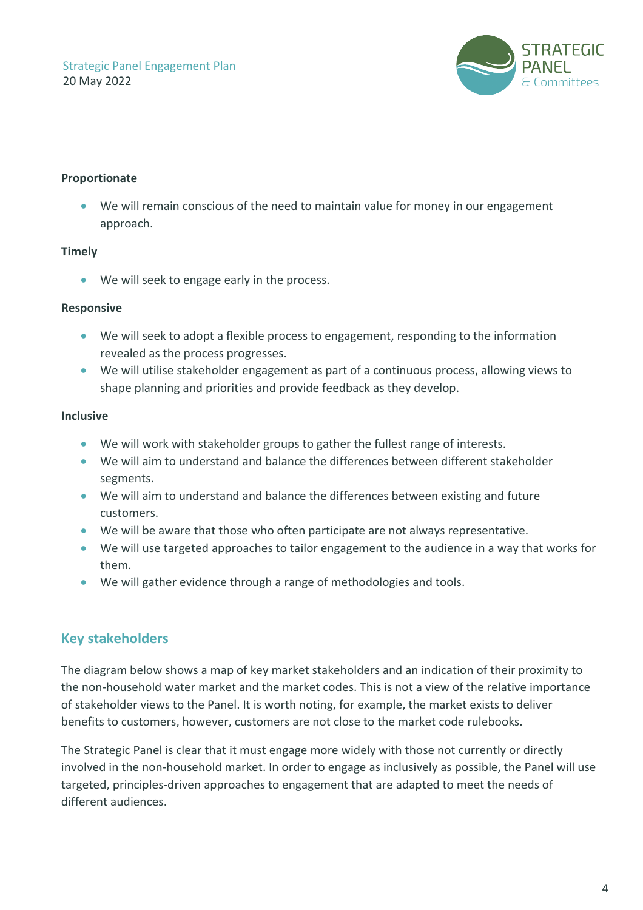**Proportionate**

- We will remain conscious of the need to maintain value for money in our engagement approach.

**Timely**

- We will seek to engage early in the process.

**Responsive**

- We will seek to adopt a flexible process to engagement, responding to the information revealed as the process progresses.
- We will utilise stakeholder engagement as part of a continuous process, allowing views to shape planning and priorities and provide feedback as they develop.

**Inclusive**

- We will work with stakeholder groups to gather the fullest range of interests.
- We will aim to understand and balance the differences between different stakeholder segments.
- We will aim to understand and balance the differences between existing and future customers.
- We will be aware that those who often participate are not always representative.
- We will use targeted approaches to tailor engagement to the audience in a way that works for them.
- We will gather evidence through a range of methodologies and tools.

## Key stakeholders

The diagram below shows a map of key market stakeholders and an indication of their proximity to the non-household water market and the market codes. This is not a view of the relative importance of stakeholder views to the Panel. It is worth noting, for example, the market exists to deliver benefits to customers, however, customers are not close to the market code rulebooks.

The Strategic Panel is clear that it must engage more widely with those not currently or directly involved in the non-household market. In order to engage as inclusively as possible, the Panel will use targeted, principles-driven approaches to engagement that are adapted to meet the needs of different audiences.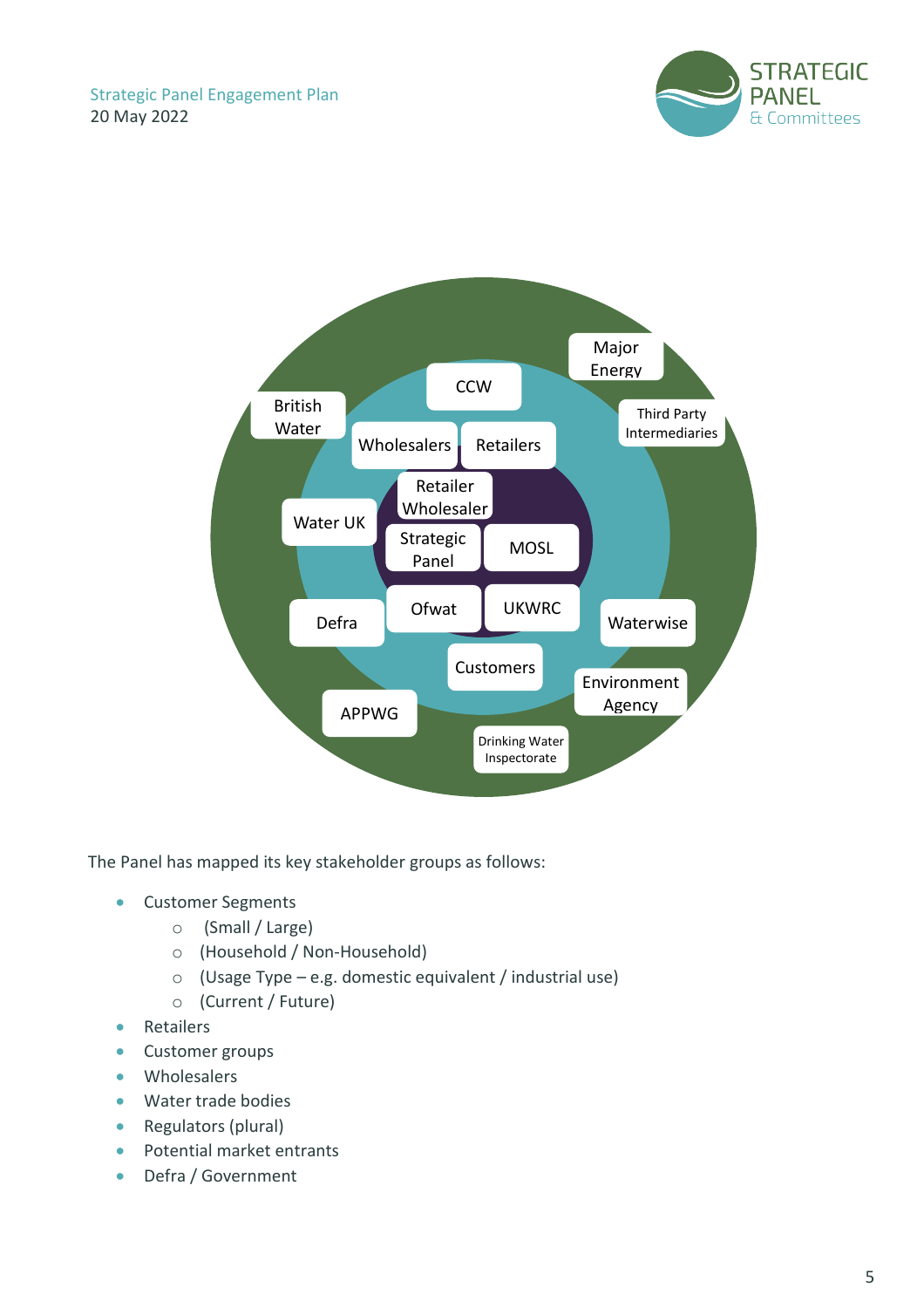The Panel has mapped its key stakeholder groups as follows:

- Customer Segments
    - (Small / Large)
    - (Household / Non-Household)
    - (Usage Type – e.g. domestic equivalent / industrial use)
    - (Current / Future)
- Retailers
- Customer groups
- Wholesalers
- Water trade bodies
- Regulators (plural)
- Potential market entrants
- Defra / Government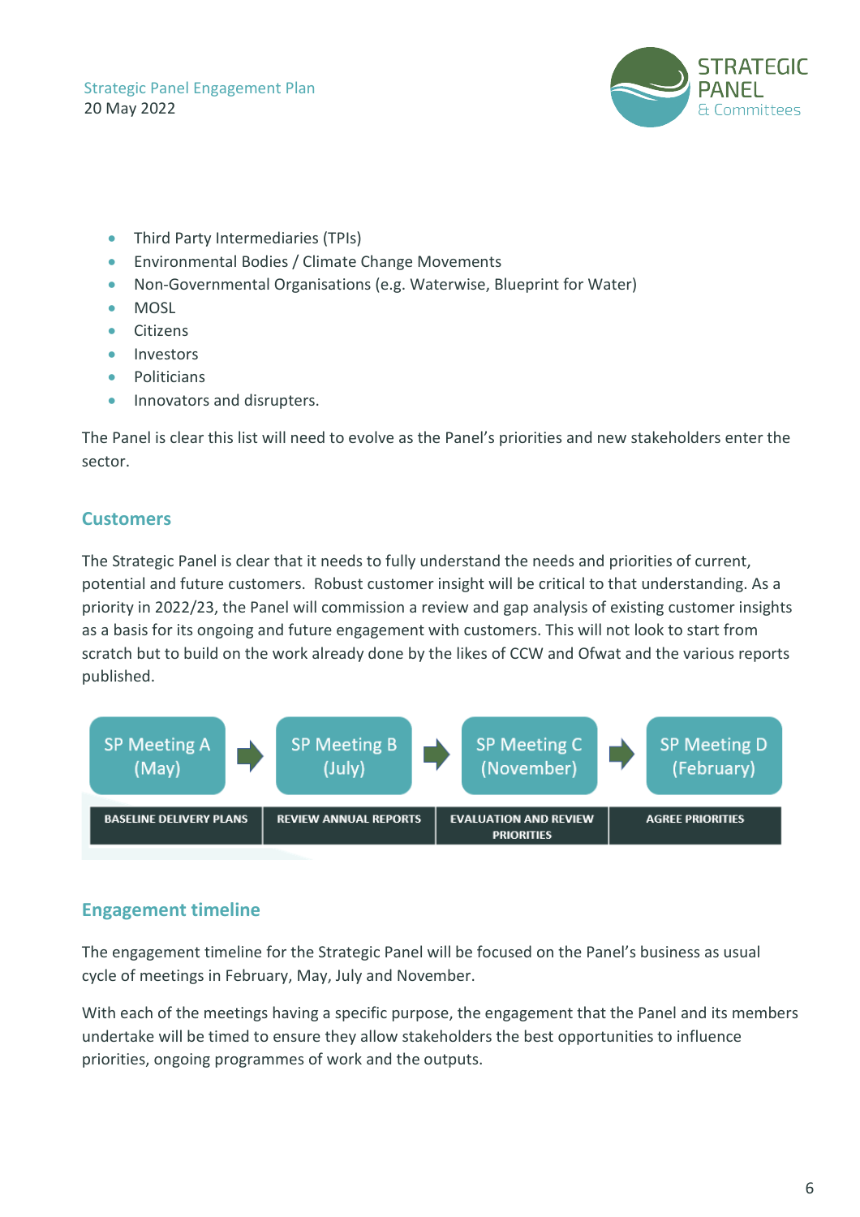- Third Party Intermediaries (TPIs)
- Environmental Bodies / Climate Change Movements
- Non-Governmental Organisations (e.g. Waterwise, Blueprint for Water)
- MOSL
- Citizens
- Investors
- Politicians
- Innovators and disrupters.

The Panel is clear this list will need to evolve as the Panel's priorities and new stakeholders enter the sector.

## Customers

The Strategic Panel is clear that it needs to fully understand the needs and priorities of current, potential and future customers. Robust customer insight will be critical to that understanding. As a priority in 2022/23, the Panel will commission a review and gap analysis of existing customer insights as a basis for its ongoing and future engagement with customers. This will not look to start from scratch but to build on the work already done by the likes of CCW and Ofwat and the various reports published.

| SP Meeting A (May) | SP Meeting B (July) | SP Meeting C (November) | SP Meeting D (February) |
| --- | --- | --- | --- |
| BASELINE DELIVERY PLANS | REVIEW ANNUAL REPORTS | EVALUATION AND REVIEW PRIORITIES | AGREE PRIORITIES |

## Engagement timeline

The engagement timeline for the Strategic Panel will be focused on the Panel's business as usual cycle of meetings in February, May, July and November.

With each of the meetings having a specific purpose, the engagement that the Panel and its members undertake will be timed to ensure they allow stakeholders the best opportunities to influence priorities, ongoing programmes of work and the outputs.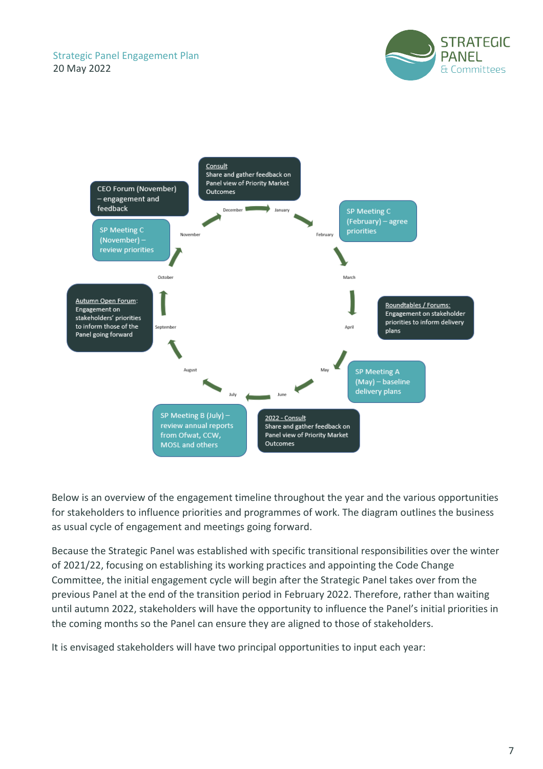Consult
Share and gather feedback on Panel view of Priority Market Outcomes

SP Meeting C (February) – agree priorities

Roundtables / Forums:
Engagement on stakeholder priorities to inform delivery plans

SP Meeting A (May) – baseline delivery plans

2022 - Consult
Share and gather feedback on Panel view of Priority Market Outcomes

SP Meeting B (July) – review annual reports from Ofwat, CCW, MOSL and others

Autumn Open Forum:
Engagement on stakeholders' priorities to inform those of the Panel going forward

SP Meeting C (November) – review priorities

CEO Forum (November) – engagement and feedback

Below is an overview of the engagement timeline throughout the year and the various opportunities for stakeholders to influence priorities and programmes of work. The diagram outlines the business as usual cycle of engagement and meetings going forward.

Because the Strategic Panel was established with specific transitional responsibilities over the winter of 2021/22, focusing on establishing its working practices and appointing the Code Change Committee, the initial engagement cycle will begin after the Strategic Panel takes over from the previous Panel at the end of the transition period in February 2022. Therefore, rather than waiting until autumn 2022, stakeholders will have the opportunity to influence the Panel's initial priorities in the coming months so the Panel can ensure they are aligned to those of stakeholders.

It is envisaged stakeholders will have two principal opportunities to input each year: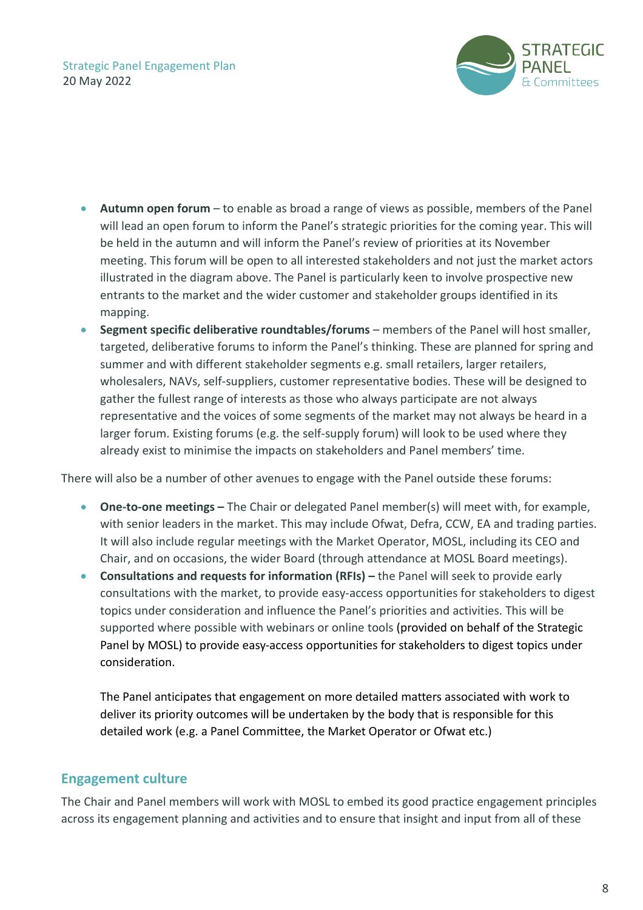- **Autumn open forum** – to enable as broad a range of views as possible, members of the Panel will lead an open forum to inform the Panel's strategic priorities for the coming year. This will be held in the autumn and will inform the Panel's review of priorities at its November meeting. This forum will be open to all interested stakeholders and not just the market actors illustrated in the diagram above. The Panel is particularly keen to involve prospective new entrants to the market and the wider customer and stakeholder groups identified in its mapping.
- **Segment specific deliberative roundtables/forums** – members of the Panel will host smaller, targeted, deliberative forums to inform the Panel's thinking. These are planned for spring and summer and with different stakeholder segments e.g. small retailers, larger retailers, wholesalers, NAVs, self-suppliers, customer representative bodies. These will be designed to gather the fullest range of interests as those who always participate are not always representative and the voices of some segments of the market may not always be heard in a larger forum. Existing forums (e.g. the self-supply forum) will look to be used where they already exist to minimise the impacts on stakeholders and Panel members' time.

There will also be a number of other avenues to engage with the Panel outside these forums:

- **One-to-one meetings –** The Chair or delegated Panel member(s) will meet with, for example, with senior leaders in the market. This may include Ofwat, Defra, CCW, EA and trading parties. It will also include regular meetings with the Market Operator, MOSL, including its CEO and Chair, and on occasions, the wider Board (through attendance at MOSL Board meetings).
- **Consultations and requests for information (RFIs) –** the Panel will seek to provide early consultations with the market, to provide easy-access opportunities for stakeholders to digest topics under consideration and influence the Panel's priorities and activities. This will be supported where possible with webinars or online tools (provided on behalf of the Strategic Panel by MOSL) to provide easy-access opportunities for stakeholders to digest topics under consideration.

  The Panel anticipates that engagement on more detailed matters associated with work to deliver its priority outcomes will be undertaken by the body that is responsible for this detailed work (e.g. a Panel Committee, the Market Operator or Ofwat etc.)

## Engagement culture

The Chair and Panel members will work with MOSL to embed its good practice engagement principles across its engagement planning and activities and to ensure that insight and input from all of these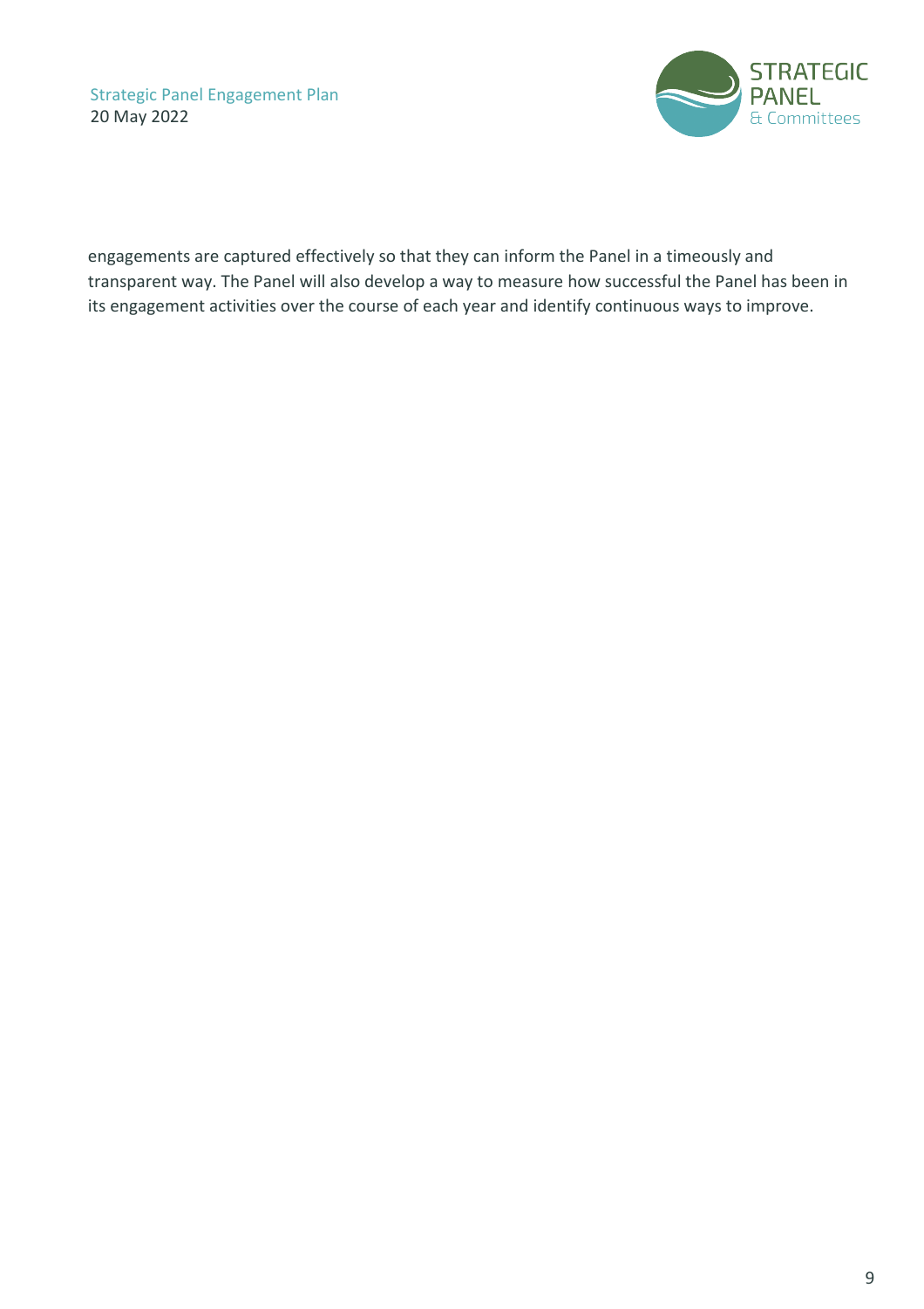engagements are captured effectively so that they can inform the Panel in a timeously and transparent way. The Panel will also develop a way to measure how successful the Panel has been in its engagement activities over the course of each year and identify continuous ways to improve.